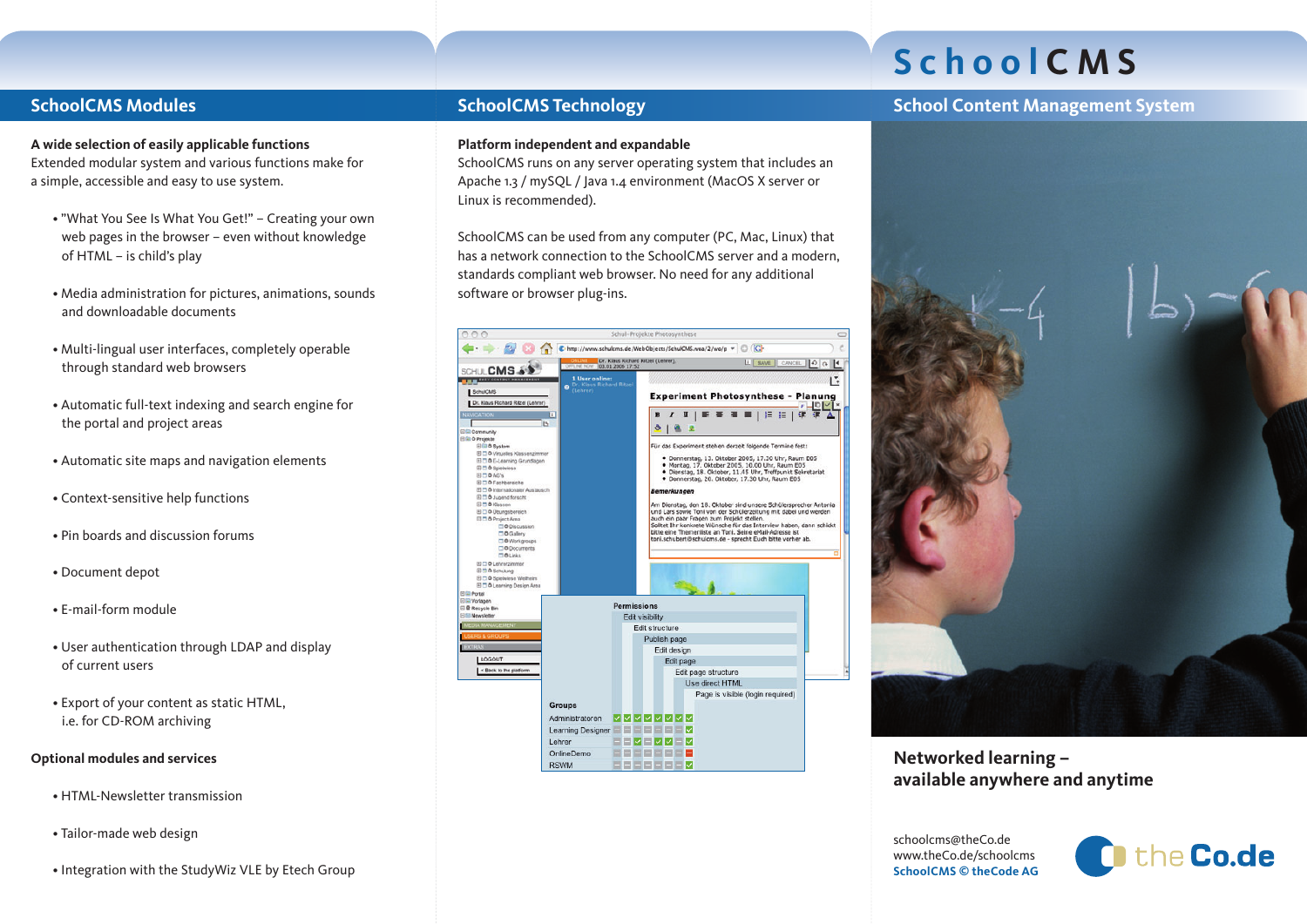## SchoolCMS Modules

**A wide selection of easily applicable functions**
Extended modular system and various functions make for a simple, accessible and easy to use system.

- "What You See Is What You Get!" – Creating your own web pages in the browser – even without knowledge of HTML – is child's play
- Media administration for pictures, animations, sounds and downloadable documents
- Multi-lingual user interfaces, completely operable through standard web browsers
- Automatic full-text indexing and search engine for the portal and project areas
- Automatic site maps and navigation elements
- Context-sensitive help functions
- Pin boards and discussion forums
- Document depot
- E-mail-form module
- User authentication through LDAP and display of current users
- Export of your content as static HTML, i.e. for CD-ROM archiving

**Optional modules and services**

- HTML-Newsletter transmission
- Tailor-made web design
- Integration with the StudyWiz VLE by Etech Group

## SchoolCMS Technology

**Platform independent and expandable**
SchoolCMS runs on any server operating system that includes an Apache 1.3 / mySQL / Java 1.4 environment (MacOS X server or Linux is recommended).

SchoolCMS can be used from any computer (PC, Mac, Linux) that has a network connection to the SchoolCMS server and a modern, standards compliant web browser. No need for any additional software or browser plug-ins.

# SchoolCMS

## School Content Management System

### Networked learning – available anywhere and anytime

schoolcms@theCo.de
www.theCo.de/schoolcms
**SchoolCMS © theCode AG**

theCo.de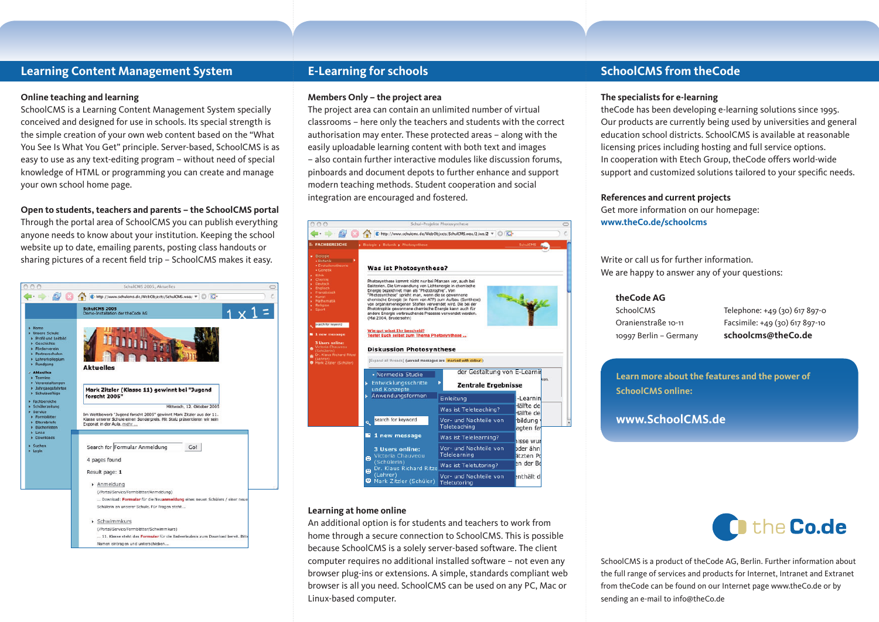## Learning Content Management System

### Online teaching and learning

SchoolCMS is a Learning Content Management System specially conceived and designed for use in schools. Its special strength is the simple creation of your own web content based on the "What You See Is What You Get" principle. Server-based, SchoolCMS is as easy to use as any text-editing program – without need of special knowledge of HTML or programming you can create and manage your own school home page.

### Open to students, teachers and parents – the SchoolCMS portal

Through the portal area of SchoolCMS you can publish everything anyone needs to know about your institution. Keeping the school website up to date, emailing parents, posting class handouts or sharing pictures of a recent field trip – SchoolCMS makes it easy.

## E-Learning for schools

### Members Only – the project area

The project area can contain an unlimited number of virtual classrooms – here only the teachers and students with the correct authorisation may enter. These protected areas – along with the easily uploadable learning content with both text and images – also contain further interactive modules like discussion forums, pinboards and document depots to further enhance and support modern teaching methods. Student cooperation and social integration are encouraged and fostered.

### Learning at home online

An additional option is for students and teachers to work from home through a secure connection to SchoolCMS. This is possible because SchoolCMS is a solely server-based software. The client computer requires no additional installed software – not even any browser plug-ins or extensions. A simple, standards compliant web browser is all you need. SchoolCMS can be used on any PC, Mac or Linux-based computer.

## SchoolCMS from theCode

### The specialists for e-learning

theCode has been developing e-learning solutions since 1995. Our products are currently being used by universities and general education school districts. SchoolCMS is available at reasonable licensing prices including hosting and full service options. In cooperation with Etech Group, theCode offers world-wide support and customized solutions tailored to your specific needs.

### References and current projects

Get more information on our homepage:
**www.theCo.de/schoolcms**

Write or call us for further information.
We are happy to answer any of your questions:

**theCode AG**
SchoolCMS
Oranienstraße 10-11
10997 Berlin – Germany

Telephone: +49 (30) 617 897-0
Facsimile: +49 (30) 617 897-10
**schoolcms@theCo.de**

**Learn more about the features and the power of SchoolCMS online:**

**www.SchoolCMS.de**

theCo.de

SchoolCMS is a product of theCode AG, Berlin. Further information about the full range of services and products for Internet, Intranet and Extranet from theCode can be found on our Internet page www.theCo.de or by sending an e-mail to info@theCo.de